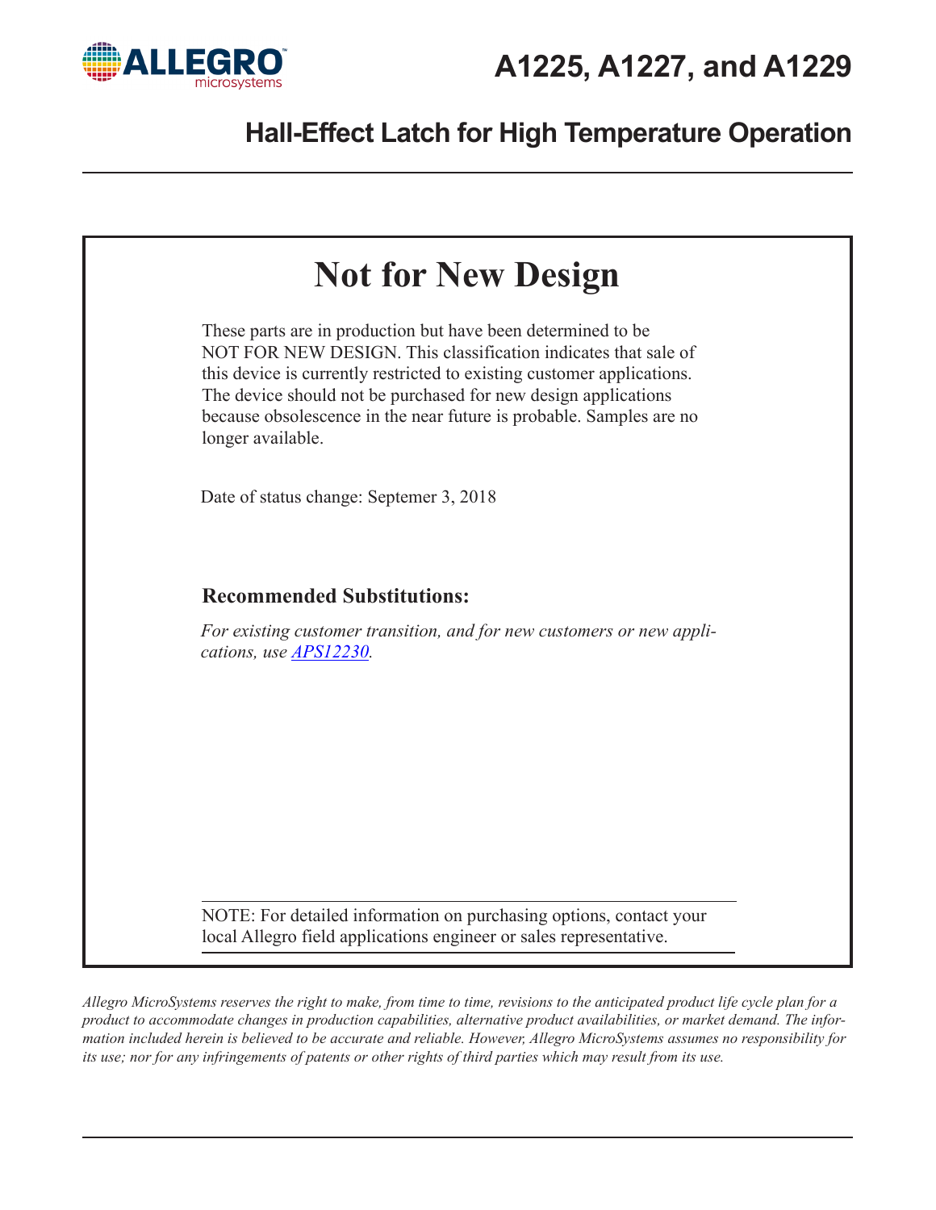# A1225, A1227, and A1229

## Hall-Effect Latch for High Temperature Operation

# Not for New Design

These parts are in production but have been determined to be NOT FOR NEW DESIGN. This classification indicates that sale of this device is currently restricted to existing customer applications. The device should not be purchased for new design applications because obsolescence in the near future is probable. Samples are no longer available.

Date of status change: Septemer 3, 2018

### Recommended Substitutions:

*For existing customer transition, and for new customers or new applications, use APS12230.*

NOTE: For detailed information on purchasing options, contact your local Allegro field applications engineer or sales representative.

*Allegro MicroSystems reserves the right to make, from time to time, revisions to the anticipated product life cycle plan for a product to accommodate changes in production capabilities, alternative product availabilities, or market demand. The information included herein is believed to be accurate and reliable. However, Allegro MicroSystems assumes no responsibility for its use; nor for any infringements of patents or other rights of third parties which may result from its use.*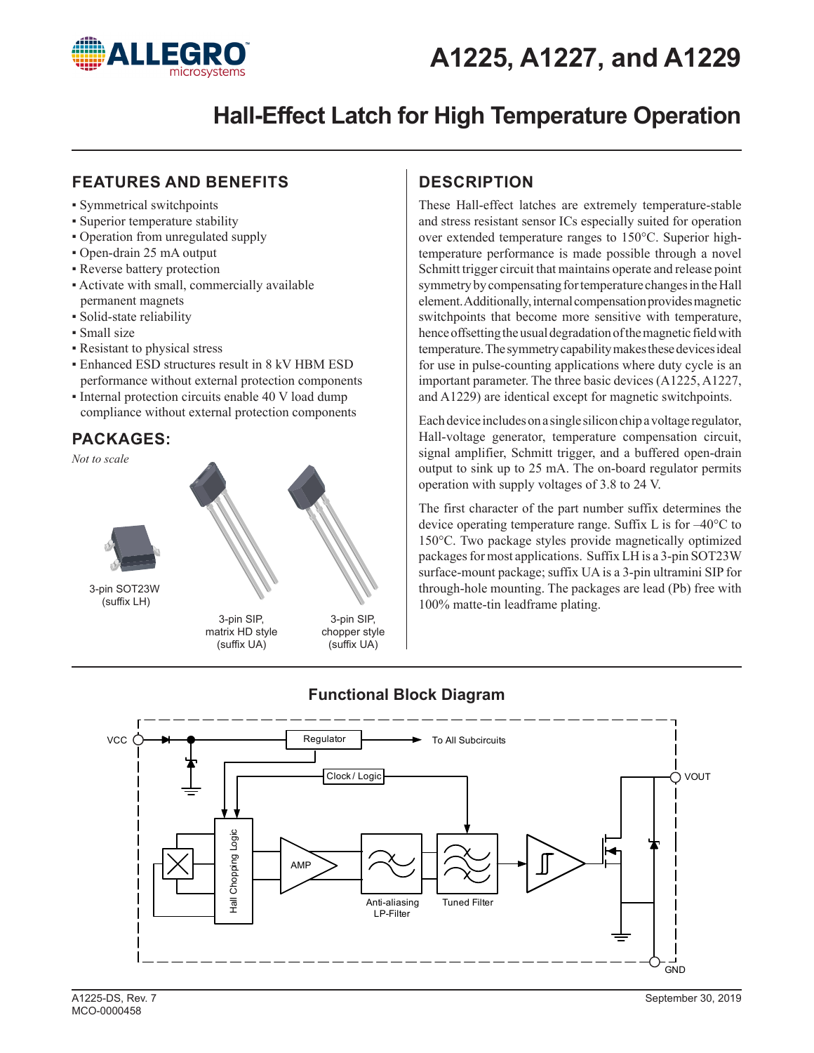# A1225, A1227, and A1229

## Hall-Effect Latch for High Temperature Operation

### FEATURES AND BENEFITS

- Symmetrical switchpoints
- Superior temperature stability
- Operation from unregulated supply
- Open-drain 25 mA output
- Reverse battery protection
- Activate with small, commercially available permanent magnets
- Solid-state reliability
- Small size
- Resistant to physical stress
- Enhanced ESD structures result in 8 kV HBM ESD performance without external protection components
- Internal protection circuits enable 40 V load dump compliance without external protection components

### PACKAGES:

*Not to scale*

3-pin SOT23W (suffix LH)

3-pin SIP, matrix HD style (suffix UA)

3-pin SIP, chopper style (suffix UA)

### DESCRIPTION

These Hall-effect latches are extremely temperature-stable and stress resistant sensor ICs especially suited for operation over extended temperature ranges to 150°C. Superior high-temperature performance is made possible through a novel Schmitt trigger circuit that maintains operate and release point symmetry by compensating for temperature changes in the Hall element. Additionally, internal compensation provides magnetic switchpoints that become more sensitive with temperature, hence offsetting the usual degradation of the magnetic field with temperature. The symmetry capability makes these devices ideal for use in pulse-counting applications where duty cycle is an important parameter. The three basic devices (A1225, A1227, and A1229) are identical except for magnetic switchpoints.

Each device includes on a single silicon chip a voltage regulator, Hall-voltage generator, temperature compensation circuit, signal amplifier, Schmitt trigger, and a buffered open-drain output to sink up to 25 mA. The on-board regulator permits operation with supply voltages of 3.8 to 24 V.

The first character of the part number suffix determines the device operating temperature range. Suffix L is for –40°C to 150°C. Two package styles provide magnetically optimized packages for most applications. Suffix LH is a 3-pin SOT23W surface-mount package; suffix UA is a 3-pin ultramini SIP for through-hole mounting. The packages are lead (Pb) free with 100% matte-tin leadframe plating.

### Functional Block Diagram

VCC, Regulator, To All Subcircuits, Clock / Logic, VOUT, Hall Chopping Logic, AMP, Anti-aliasing LP-Filter, Tuned Filter, GND

A1225-DS, Rev. 7
MCO-0000458

September 30, 2019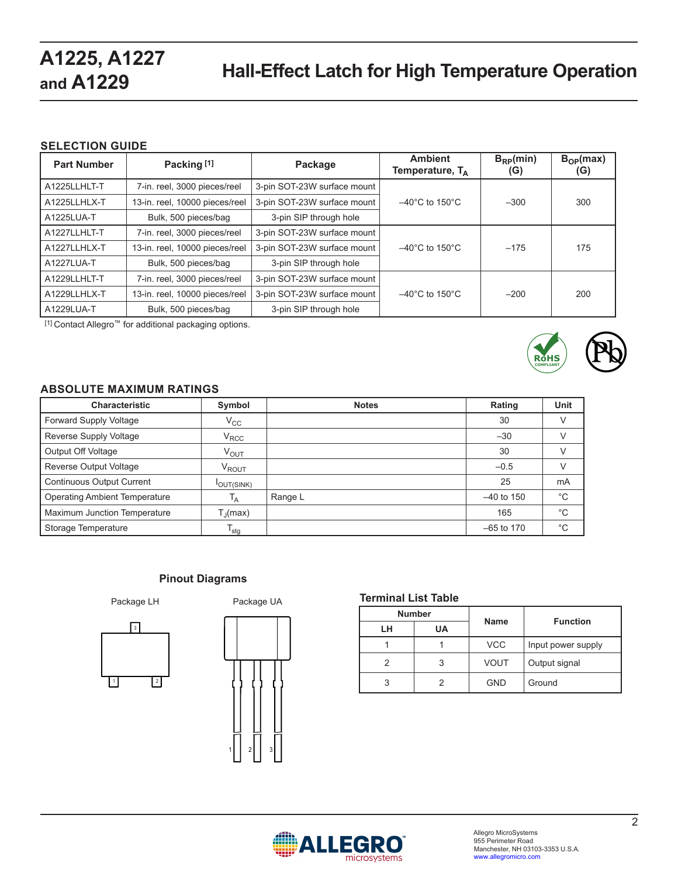## SELECTION GUIDE

| Part Number | Packing [1] | Package | Ambient Temperature, $T_A$ | $B_{RP}$(min) (G) | $B_{OP}$(max) (G) |
|---|---|---|---|---|---|
| A1225LLHLT-T | 7-in. reel, 3000 pieces/reel | 3-pin SOT-23W surface mount | –40°C to 150°C | –300 | 300 |
| A1225LLHLX-T | 13-in. reel, 10000 pieces/reel | 3-pin SOT-23W surface mount | | | |
| A1225LUA-T | Bulk, 500 pieces/bag | 3-pin SIP through hole | | | |
| A1227LLHLT-T | 7-in. reel, 3000 pieces/reel | 3-pin SOT-23W surface mount | –40°C to 150°C | –175 | 175 |
| A1227LLHLX-T | 13-in. reel, 10000 pieces/reel | 3-pin SOT-23W surface mount | | | |
| A1227LUA-T | Bulk, 500 pieces/bag | 3-pin SIP through hole | | | |
| A1229LLHLT-T | 7-in. reel, 3000 pieces/reel | 3-pin SOT-23W surface mount | –40°C to 150°C | –200 | 200 |
| A1229LLHLX-T | 13-in. reel, 10000 pieces/reel | 3-pin SOT-23W surface mount | | | |
| A1229LUA-T | Bulk, 500 pieces/bag | 3-pin SIP through hole | | | |

[1] Contact Allegro™ for additional packaging options.

## ABSOLUTE MAXIMUM RATINGS

| Characteristic | Symbol | Notes | Rating | Unit |
|---|---|---|---|---|
| Forward Supply Voltage | $V_{CC}$ | | 30 | V |
| Reverse Supply Voltage | $V_{RCC}$ | | –30 | V |
| Output Off Voltage | $V_{OUT}$ | | 30 | V |
| Reverse Output Voltage | $V_{ROUT}$ | | –0.5 | V |
| Continuous Output Current | $I_{OUT(SINK)}$ | | 25 | mA |
| Operating Ambient Temperature | $T_A$ | Range L | –40 to 150 | °C |
| Maximum Junction Temperature | $T_J$(max) | | 165 | °C |
| Storage Temperature | $T_{stg}$ | | –65 to 170 | °C |

### Pinout Diagrams

Package LH

Package UA

### Terminal List Table

| Number | | Name | Function |
|---|---|---|---|
| LH | UA | | |
| 1 | 1 | VCC | Input power supply |
| 2 | 3 | VOUT | Output signal |
| 3 | 2 | GND | Ground |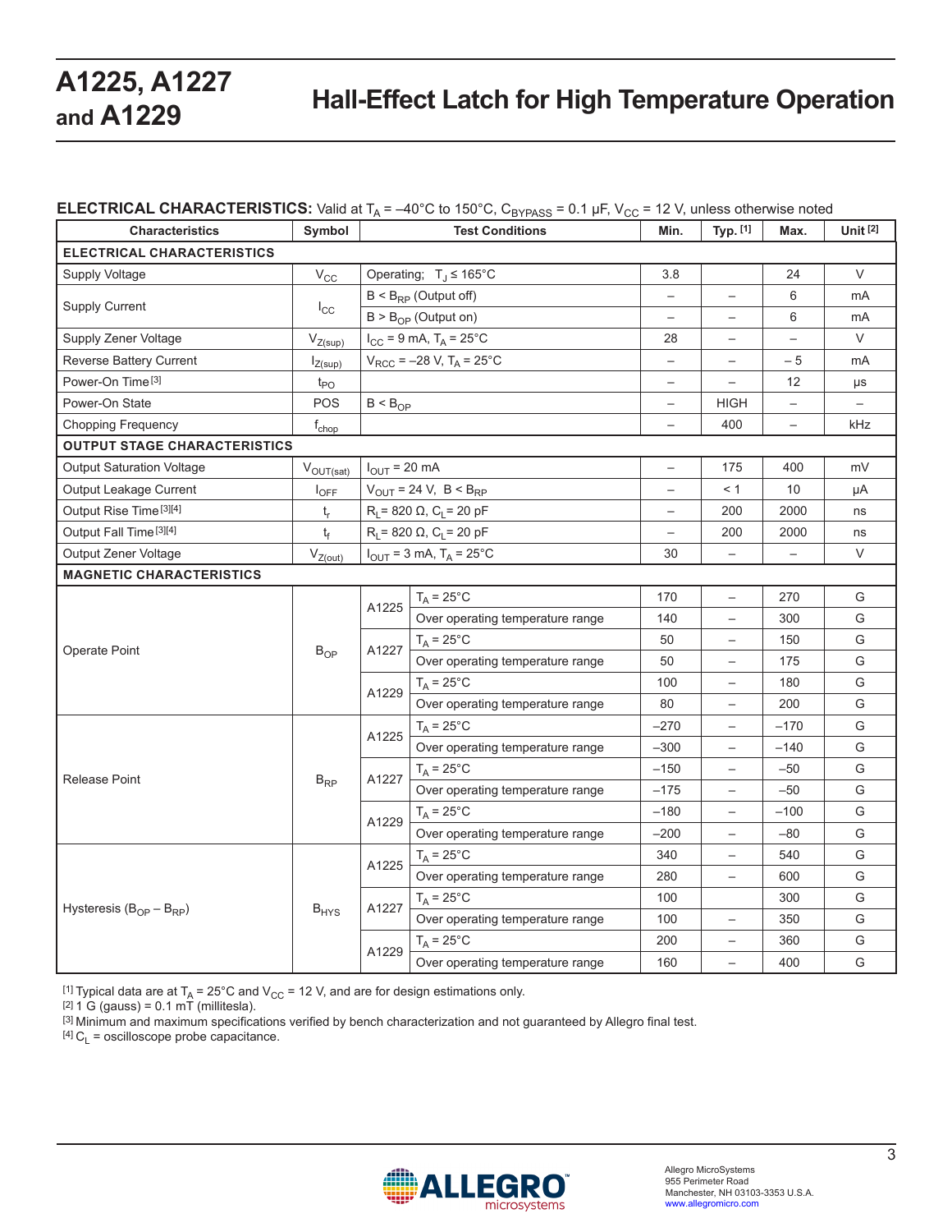**ELECTRICAL CHARACTERISTICS:** Valid at $T_A$ = –40°C to 150°C, $C_{BYPASS}$ = 0.1 µF, $V_{CC}$ = 12 V, unless otherwise noted

| Characteristics | Symbol | Test Conditions | | Min. | Typ. [1] | Max. | Unit [2] |
|---|---|---|---|---|---|---|---|
| **ELECTRICAL CHARACTERISTICS** | | | | | | | |
| Supply Voltage | $V_{CC}$ | Operating; $T_J$ ≤ 165°C | | 3.8 | | 24 | V |
| Supply Current | $I_{CC}$ | $B < B_{RP}$ (Output off) | | – | – | 6 | mA |
| | | $B > B_{OP}$ (Output on) | | – | – | 6 | mA |
| Supply Zener Voltage | $V_{Z(sup)}$ | $I_{CC}$ = 9 mA, $T_A$ = 25°C | | 28 | – | – | V |
| Reverse Battery Current | $I_{Z(sup)}$ | $V_{RCC}$ = –28 V, $T_A$ = 25°C | | – | – | – 5 | mA |
| Power-On Time [3] | $t_{PO}$ | | | – | – | 12 | µs |
| Power-On State | POS | $B < B_{OP}$ | | – | HIGH | – | – |
| Chopping Frequency | $f_{chop}$ | | | – | 400 | – | kHz |
| **OUTPUT STAGE CHARACTERISTICS** | | | | | | | |
| Output Saturation Voltage | $V_{OUT(sat)}$ | $I_{OUT}$ = 20 mA | | – | 175 | 400 | mV |
| Output Leakage Current | $I_{OFF}$ | $V_{OUT}$ = 24 V, $B < B_{RP}$ | | – | < 1 | 10 | µA |
| Output Rise Time [3][4] | $t_r$ | $R_L$= 820 Ω, $C_L$= 20 pF | | – | 200 | 2000 | ns |
| Output Fall Time [3][4] | $t_f$ | $R_L$= 820 Ω, $C_L$= 20 pF | | – | 200 | 2000 | ns |
| Output Zener Voltage | $V_{Z(out)}$ | $I_{OUT}$ = 3 mA, $T_A$ = 25°C | | 30 | – | – | V |
| **MAGNETIC CHARACTERISTICS** | | | | | | | |
| Operate Point | $B_{OP}$ | A1225 | $T_A$ = 25°C | 170 | – | 270 | G |
| | | | Over operating temperature range | 140 | – | 300 | G |
| | | A1227 | $T_A$ = 25°C | 50 | – | 150 | G |
| | | | Over operating temperature range | 50 | – | 175 | G |
| | | A1229 | $T_A$ = 25°C | 100 | – | 180 | G |
| | | | Over operating temperature range | 80 | – | 200 | G |
| Release Point | $B_{RP}$ | A1225 | $T_A$ = 25°C | –270 | – | –170 | G |
| | | | Over operating temperature range | –300 | – | –140 | G |
| | | A1227 | $T_A$ = 25°C | –150 | – | –50 | G |
| | | | Over operating temperature range | –175 | – | –50 | G |
| | | A1229 | $T_A$ = 25°C | –180 | – | –100 | G |
| | | | Over operating temperature range | –200 | – | –80 | G |
| Hysteresis ($B_{OP} – B_{RP}$) | $B_{HYS}$ | A1225 | $T_A$ = 25°C | 340 | – | 540 | G |
| | | | Over operating temperature range | 280 | – | 600 | G |
| | | A1227 | $T_A$ = 25°C | 100 | | 300 | G |
| | | | Over operating temperature range | 100 | – | 350 | G |
| | | A1229 | $T_A$ = 25°C | 200 | – | 360 | G |
| | | | Over operating temperature range | 160 | – | 400 | G |

[1] Typical data are at $T_A$ = 25°C and $V_{CC}$ = 12 V, and are for design estimations only.
[2] 1 G (gauss) = 0.1 mT (millitesla).
[3] Minimum and maximum specifications verified by bench characterization and not guaranteed by Allegro final test.
[4] $C_L$ = oscilloscope probe capacitance.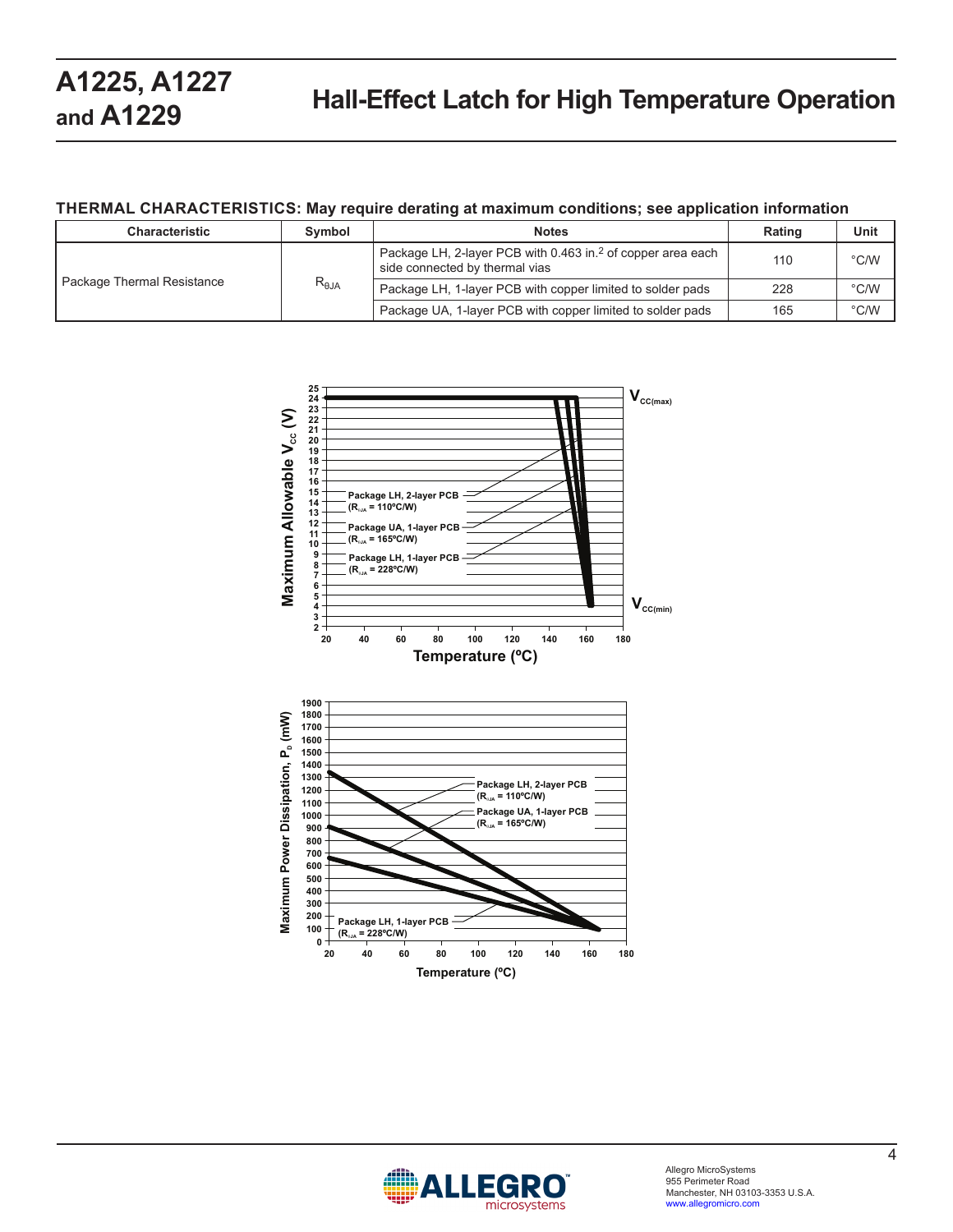## THERMAL CHARACTERISTICS: May require derating at maximum conditions; see application information

| Characteristic | Symbol | Notes | Rating | Unit |
|---|---|---|---|---|
| Package Thermal Resistance | $R_{\theta JA}$ | Package LH, 2-layer PCB with 0.463 in.[2] of copper area each side connected by thermal vias | 110 | °C/W |
| | | Package LH, 1-layer PCB with copper limited to solder pads | 228 | °C/W |
| | | Package UA, 1-layer PCB with copper limited to solder pads | 165 | °C/W |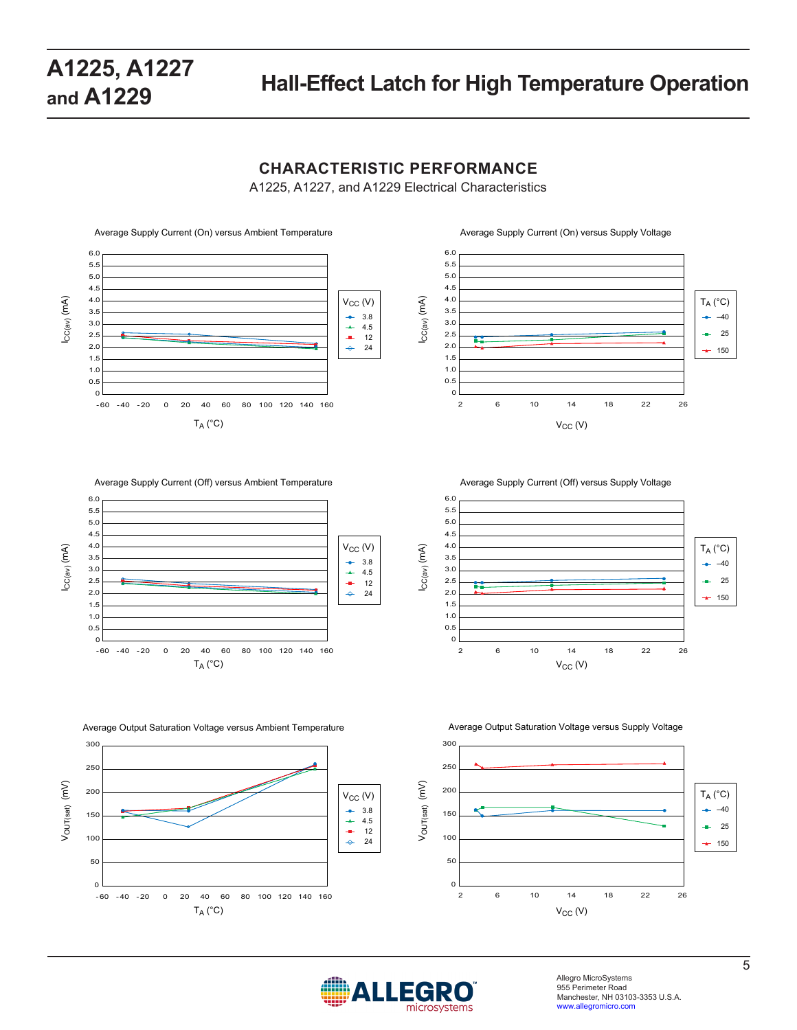## CHARACTERISTIC PERFORMANCE

A1225, A1227, and A1229 Electrical Characteristics

Average Supply Current (On) versus Ambient Temperature

Average Supply Current (On) versus Supply Voltage

Average Supply Current (Off) versus Ambient Temperature

Average Supply Current (Off) versus Supply Voltage

Average Output Saturation Voltage versus Ambient Temperature

Average Output Saturation Voltage versus Supply Voltage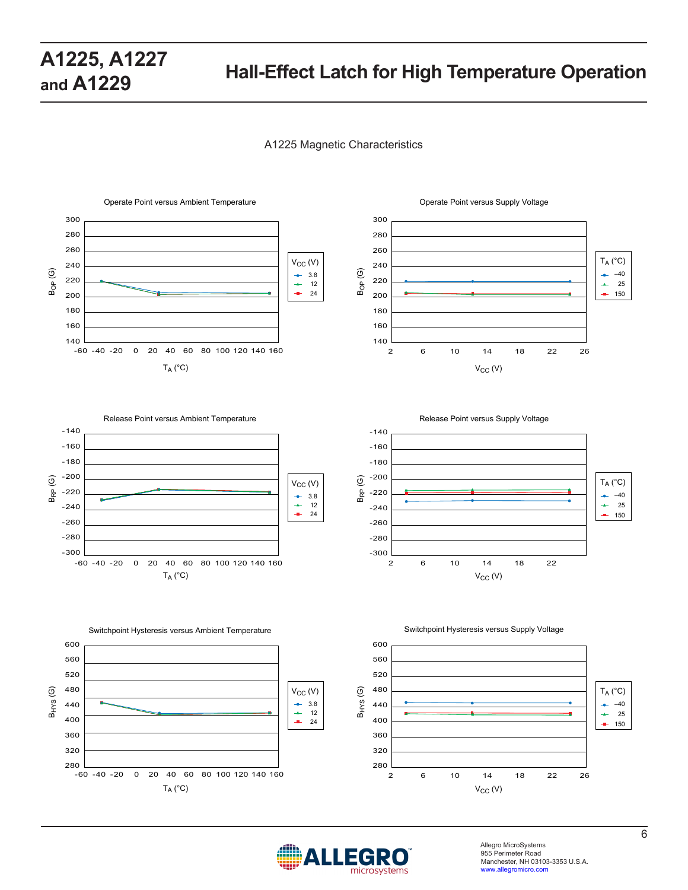## A1225 Magnetic Characteristics

Operate Point versus Ambient Temperature

$B_{OP}$ (G)

$V_{CC}$ (V): 3.8, 12, 24

$T_A$ (°C)

Operate Point versus Supply Voltage

$B_{OP}$ (G)

$T_A$ (°C): –40, 25, 150

$V_{CC}$ (V)

Release Point versus Ambient Temperature

$B_{RP}$ (G)

$V_{CC}$ (V): 3.8, 12, 24

$T_A$ (°C)

Release Point versus Supply Voltage

$B_{RP}$ (G)

$T_A$ (°C): –40, 25, 150

$V_{CC}$ (V)

Switchpoint Hysteresis versus Ambient Temperature

$B_{HYS}$ (G)

$V_{CC}$ (V): 3.8, 12, 24

$T_A$ (°C)

Switchpoint Hysteresis versus Supply Voltage

$B_{HYS}$ (G)

$T_A$ (°C): –40, 25, 150

$V_{CC}$ (V)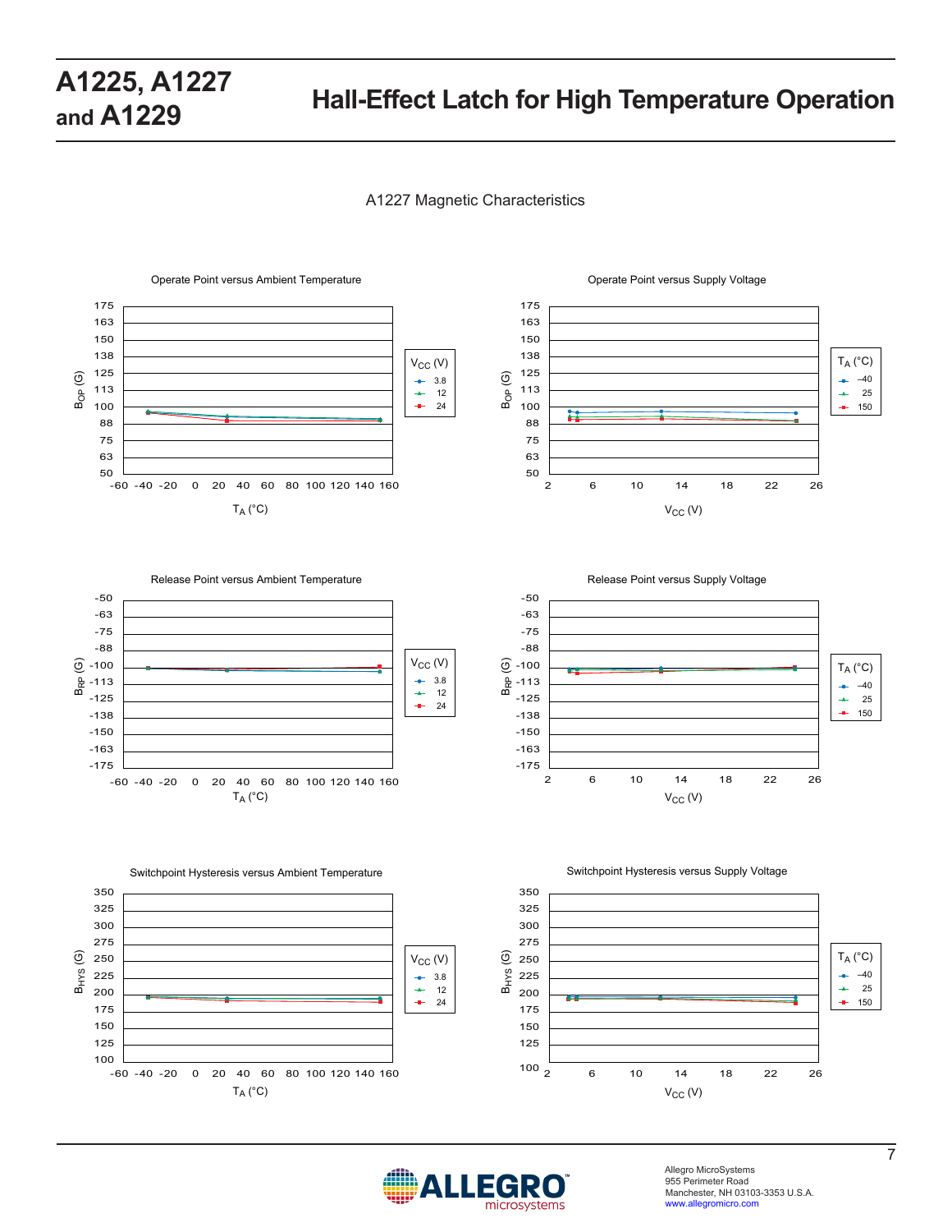## A1227 Magnetic Characteristics

Operate Point versus Ambient Temperature

$B_{OP}$ (G) vs $T_A$ (°C); $V_{CC}$ (V): 3.8, 12, 24

Operate Point versus Supply Voltage

$B_{OP}$ (G) vs $V_{CC}$ (V); $T_A$ (°C): –40, 25, 150

Release Point versus Ambient Temperature

$B_{RP}$ (G) vs $T_A$ (°C); $V_{CC}$ (V): 3.8, 12, 24

Release Point versus Supply Voltage

$B_{RP}$ (G) vs $V_{CC}$ (V); $T_A$ (°C): –40, 25, 150

Switchpoint Hysteresis versus Ambient Temperature

$B_{HYS}$ (G) vs $T_A$ (°C); $V_{CC}$ (V): 3.8, 12, 24

Switchpoint Hysteresis versus Supply Voltage

$B_{HYS}$ (G) vs $V_{CC}$ (V); $T_A$ (°C): –40, 25, 150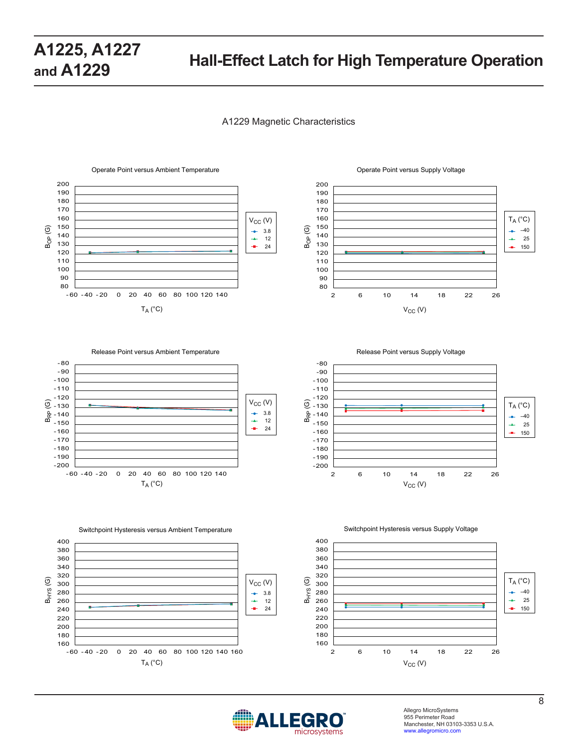## A1229 Magnetic Characteristics

Operate Point versus Ambient Temperature

$B_{OP}$ (G) vs $T_A$ (°C); $V_{CC}$ (V): 3.8, 12, 24

Operate Point versus Supply Voltage

$B_{OP}$ (G) vs $V_{CC}$ (V); $T_A$ (°C): –40, 25, 150

Release Point versus Ambient Temperature

$B_{RP}$ (G) vs $T_A$ (°C); $V_{CC}$ (V): 3.8, 12, 24

Release Point versus Supply Voltage

$B_{RP}$ (G) vs $V_{CC}$ (V); $T_A$ (°C): –40, 25, 150

Switchpoint Hysteresis versus Ambient Temperature

$B_{HYS}$ (G) vs $T_A$ (°C); $V_{CC}$ (V): 3.8, 12, 24

Switchpoint Hysteresis versus Supply Voltage

$B_{HYS}$ (G) vs $V_{CC}$ (V); $T_A$ (°C): –40, 25, 150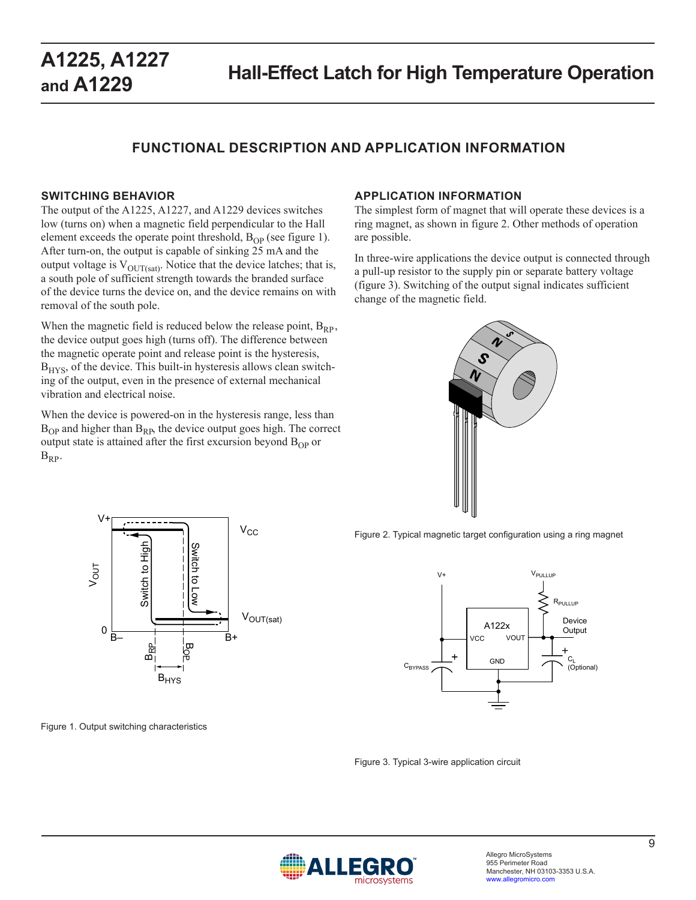## FUNCTIONAL DESCRIPTION AND APPLICATION INFORMATION

### SWITCHING BEHAVIOR

The output of the A1225, A1227, and A1229 devices switches low (turns on) when a magnetic field perpendicular to the Hall element exceeds the operate point threshold, $B_{OP}$ (see figure 1). After turn-on, the output is capable of sinking 25 mA and the output voltage is $V_{OUT(sat)}$. Notice that the device latches; that is, a south pole of sufficient strength towards the branded surface of the device turns the device on, and the device remains on with removal of the south pole.

When the magnetic field is reduced below the release point, $B_{RP}$, the device output goes high (turns off). The difference between the magnetic operate point and release point is the hysteresis, $B_{HYS}$, of the device. This built-in hysteresis allows clean switching of the output, even in the presence of external mechanical vibration and electrical noise.

When the device is powered-on in the hysteresis range, less than $B_{OP}$ and higher than $B_{RP}$, the device output goes high. The correct output state is attained after the first excursion beyond $B_{OP}$ or $B_{RP}$.

Figure 1. Output switching characteristics

### APPLICATION INFORMATION

The simplest form of magnet that will operate these devices is a ring magnet, as shown in figure 2. Other methods of operation are possible.

In three-wire applications the device output is connected through a pull-up resistor to the supply pin or separate battery voltage (figure 3). Switching of the output signal indicates sufficient change of the magnetic field.

Figure 2. Typical magnetic target configuration using a ring magnet

Figure 3. Typical 3-wire application circuit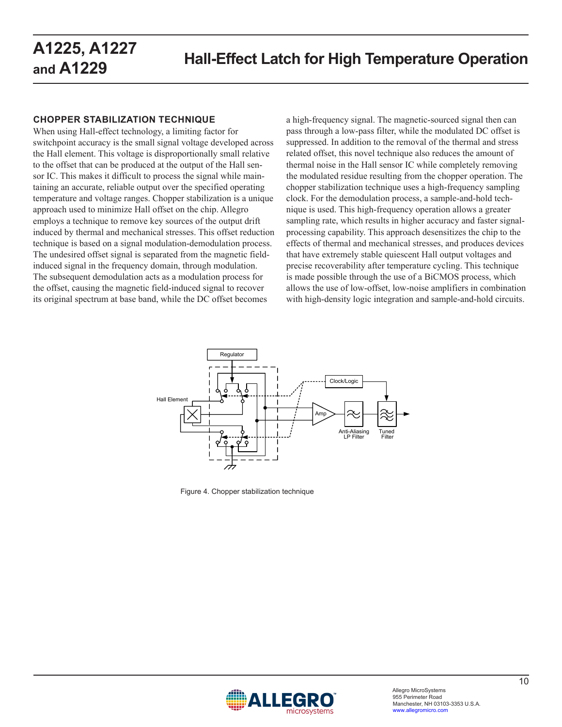## CHOPPER STABILIZATION TECHNIQUE

When using Hall-effect technology, a limiting factor for switchpoint accuracy is the small signal voltage developed across the Hall element. This voltage is disproportionally small relative to the offset that can be produced at the output of the Hall sensor IC. This makes it difficult to process the signal while maintaining an accurate, reliable output over the specified operating temperature and voltage ranges. Chopper stabilization is a unique approach used to minimize Hall offset on the chip. Allegro employs a technique to remove key sources of the output drift induced by thermal and mechanical stresses. This offset reduction technique is based on a signal modulation-demodulation process. The undesired offset signal is separated from the magnetic field-induced signal in the frequency domain, through modulation. The subsequent demodulation acts as a modulation process for the offset, causing the magnetic field-induced signal to recover its original spectrum at base band, while the DC offset becomes a high-frequency signal. The magnetic-sourced signal then can pass through a low-pass filter, while the modulated DC offset is suppressed. In addition to the removal of the thermal and stress related offset, this novel technique also reduces the amount of thermal noise in the Hall sensor IC while completely removing the modulated residue resulting from the chopper operation. The chopper stabilization technique uses a high-frequency sampling clock. For the demodulation process, a sample-and-hold technique is used. This high-frequency operation allows a greater sampling rate, which results in higher accuracy and faster signal-processing capability. This approach desensitizes the chip to the effects of thermal and mechanical stresses, and produces devices that have extremely stable quiescent Hall output voltages and precise recoverability after temperature cycling. This technique is made possible through the use of a BiCMOS process, which allows the use of low-offset, low-noise amplifiers in combination with high-density logic integration and sample-and-hold circuits.

Figure 4. Chopper stabilization technique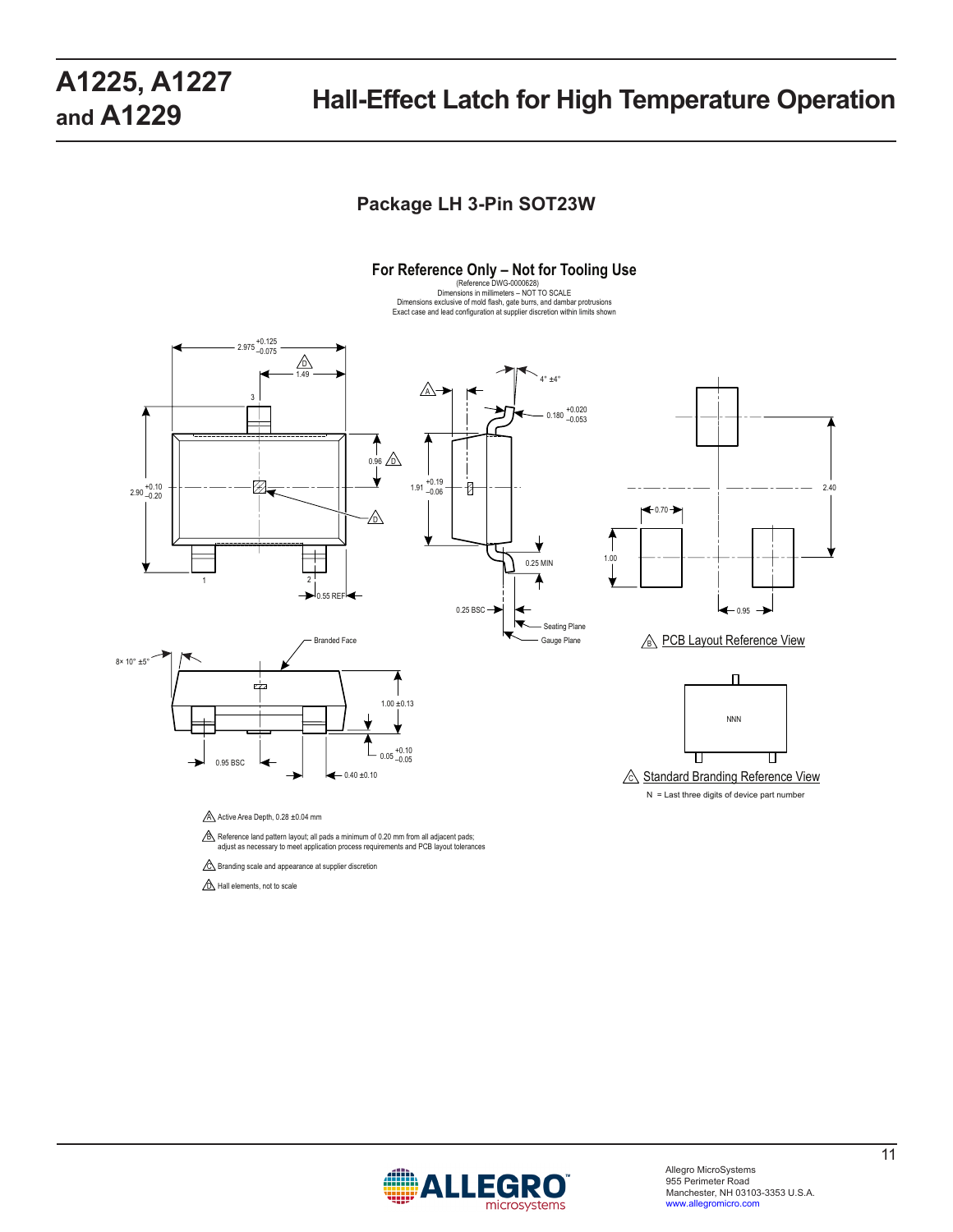## Package LH 3-Pin SOT23W

**For Reference Only – Not for Tooling Use**

(Reference DWG-0000628)
Dimensions in millimeters – NOT TO SCALE
Dimensions exclusive of mold flash, gate burrs, and dambar protrusions
Exact case and lead configuration at supplier discretion within limits shown

2.975 +0.125/−0.075

1.49 (D)

0.96 (D)

2.90 +0.10/−0.20

1.91 +0.19/−0.06

4° ±4°

0.180 +0.020/−0.053

0.25 MIN

0.25 BSC

Seating Plane

Gauge Plane

0.55 REF

8× 10° ±5°

Branded Face

1.00 ±0.13

0.05 +0.10/−0.05

0.95 BSC

0.40 ±0.10

2.40

0.70

1.00

0.95

(B) PCB Layout Reference View

NNN

(C) Standard Branding Reference View

N = Last three digits of device part number

(A) Active Area Depth, 0.28 ±0.04 mm

(B) Reference land pattern layout; all pads a minimum of 0.20 mm from all adjacent pads; adjust as necessary to meet application process requirements and PCB layout tolerances

(C) Branding scale and appearance at supplier discretion

(D) Hall elements, not to scale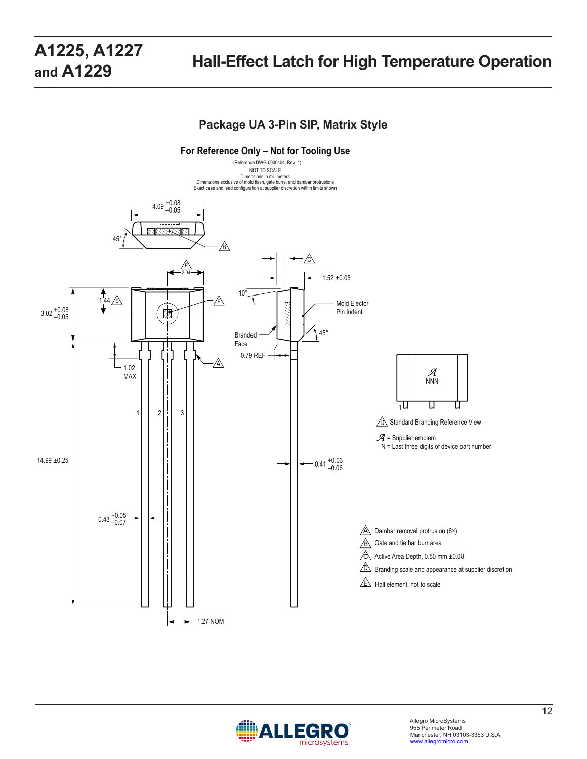## Package UA 3-Pin SIP, Matrix Style

### For Reference Only – Not for Tooling Use

(Reference DWG-0000404, Rev. 1)
NOT TO SCALE
Dimensions in millimeters
Dimensions exclusive of mold flash, gate burrs, and dambar protrusions
Exact case and lead configuration at supplier discretion within limits shown

4.09 +0.08/–0.05

45°

B

E
2.04

1.44 E

3.02 +0.08/–0.05

E

1.02 MAX

A

1 2 3

14.99 ±0.25

0.43 +0.05/–0.07

1.27 NOM

C

10°

1.52 ±0.05

Mold Ejector Pin Indent

Branded Face

45°

0.79 REF

0.41 +0.03/–0.06

NNN

1

D Standard Branding Reference View

= Supplier emblem
N = Last three digits of device part number

A Dambar removal protrusion (6×)
B Gate and tie bar burr area
C Active Area Depth, 0.50 mm ±0.08
D Branding scale and appearance at supplier discretion
E Hall element, not to scale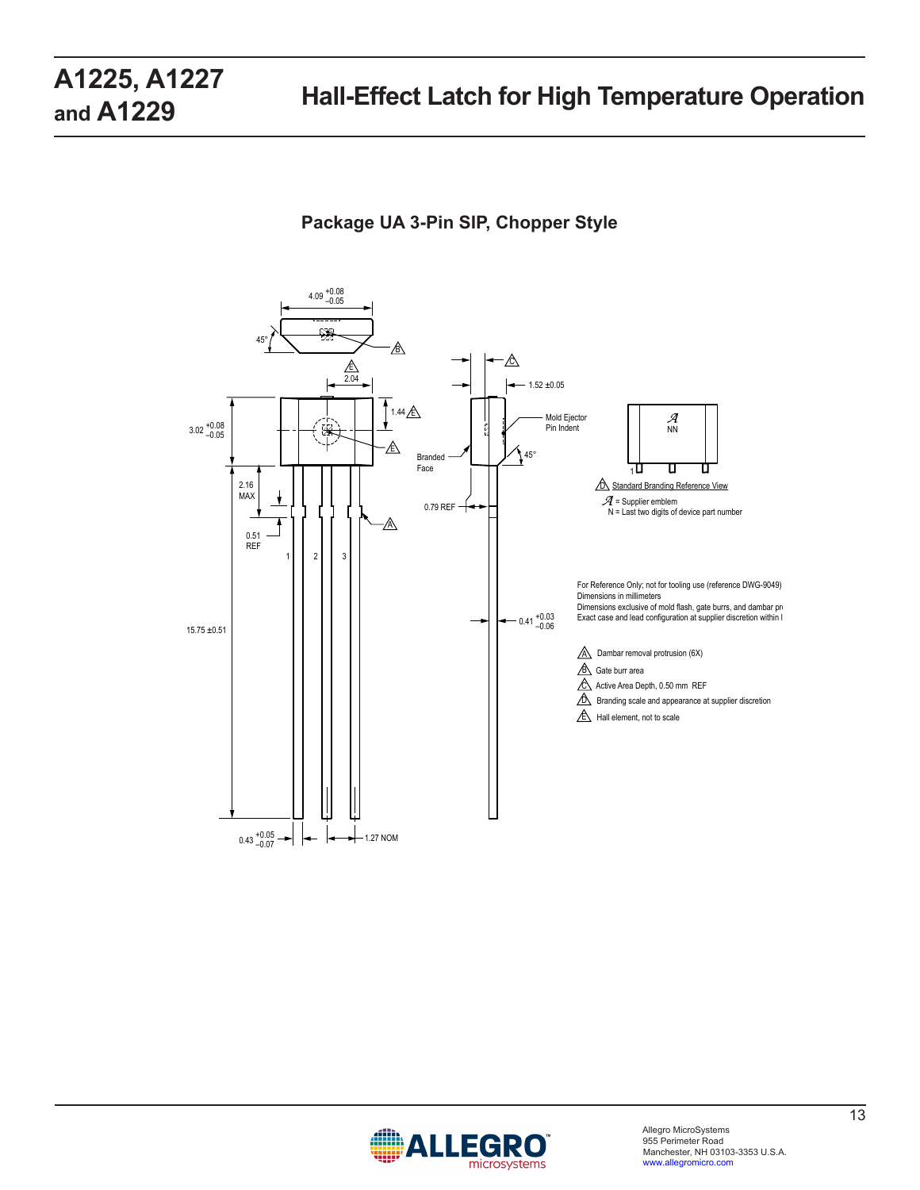## Package UA 3-Pin SIP, Chopper Style

For Reference Only; not for tooling use (reference DWG-9049)
Dimensions in millimeters
Dimensions exclusive of mold flash, gate burrs, and dambar pr
Exact case and lead configuration at supplier discretion within l

A Dambar removal protrusion (6X)

B Gate burr area

C Active Area Depth, 0.50 mm REF

D Branding scale and appearance at supplier discretion

E Hall element, not to scale

D Standard Branding Reference View

= Supplier emblem
N = Last two digits of device part number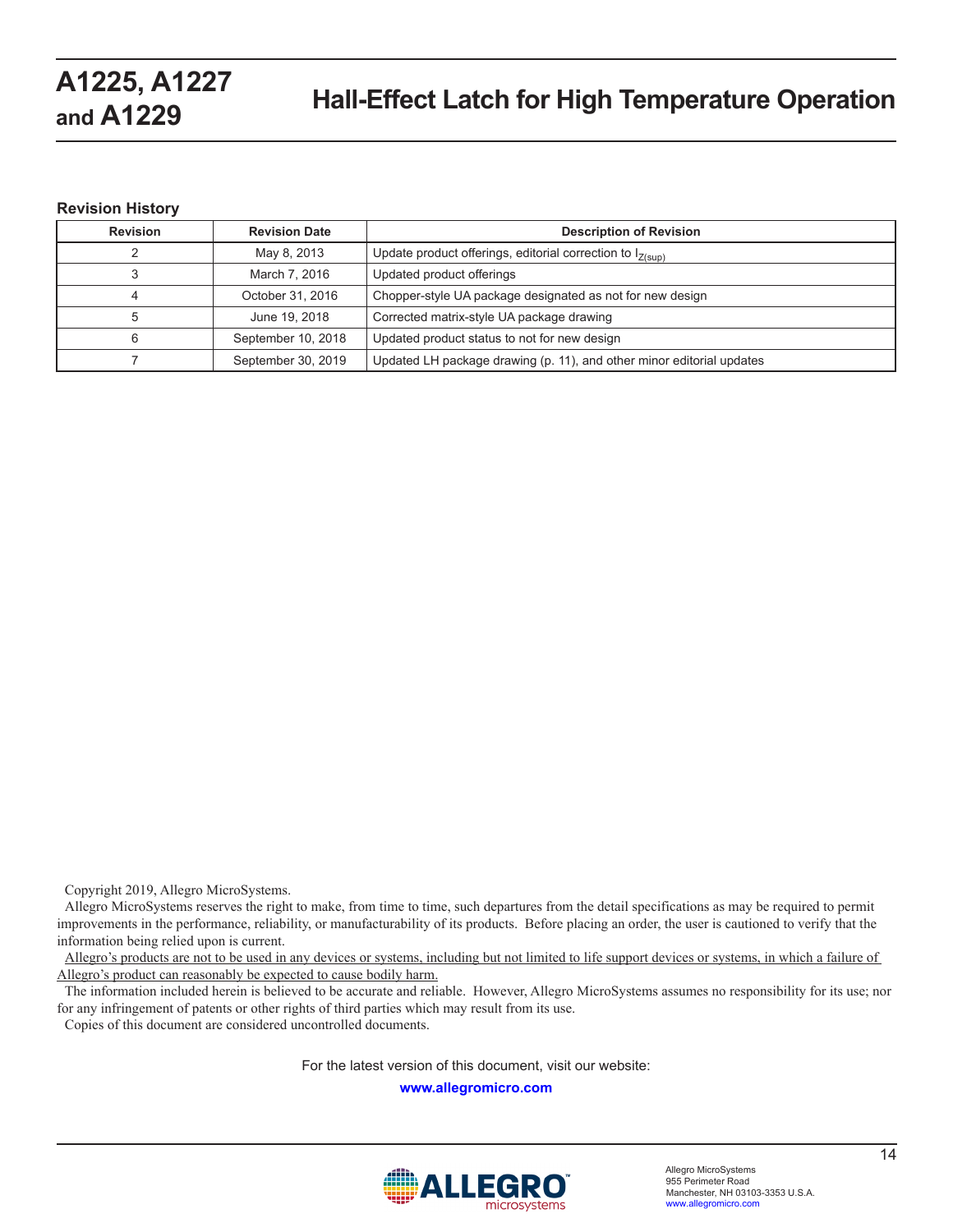### Revision History

| Revision | Revision Date | Description of Revision |
|---|---|---|
| 2 | May 8, 2013 | Update product offerings, editorial correction to $I_{Z(sup)}$ |
| 3 | March 7, 2016 | Updated product offerings |
| 4 | October 31, 2016 | Chopper-style UA package designated as not for new design |
| 5 | June 19, 2018 | Corrected matrix-style UA package drawing |
| 6 | September 10, 2018 | Updated product status to not for new design |
| 7 | September 30, 2019 | Updated LH package drawing (p. 11), and other minor editorial updates |

Copyright 2019, Allegro MicroSystems.

Allegro MicroSystems reserves the right to make, from time to time, such departures from the detail specifications as may be required to permit improvements in the performance, reliability, or manufacturability of its products. Before placing an order, the user is cautioned to verify that the information being relied upon is current.

Allegro's products are not to be used in any devices or systems, including but not limited to life support devices or systems, in which a failure of Allegro's product can reasonably be expected to cause bodily harm.

The information included herein is believed to be accurate and reliable. However, Allegro MicroSystems assumes no responsibility for its use; nor for any infringement of patents or other rights of third parties which may result from its use.

Copies of this document are considered uncontrolled documents.

For the latest version of this document, visit our website:

**www.allegromicro.com**

Allegro MicroSystems
955 Perimeter Road
Manchester, NH 03103-3353 U.S.A.
www.allegromicro.com